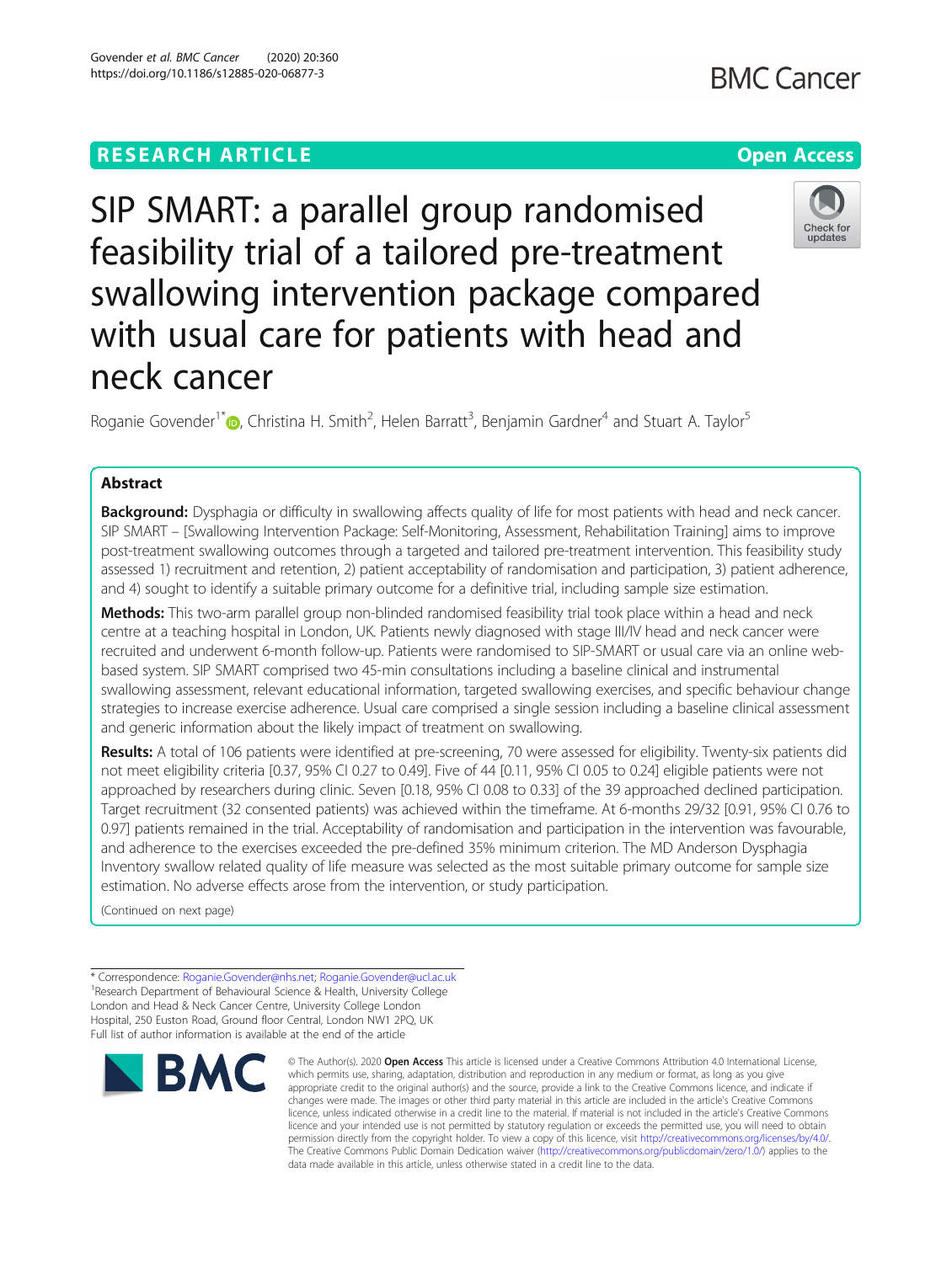RESEARCH ARTICLE

Open Access

# SIP SMART: a parallel group randomised feasibility trial of a tailored pre-treatment swallowing intervention package compared with usual care for patients with head and neck cancer

Roganie Govender[1*], Christina H. Smith[2], Helen Barratt[3], Benjamin Gardner[4] and Stuart A. Taylor[5]

## Abstract

**Background:** Dysphagia or difficulty in swallowing affects quality of life for most patients with head and neck cancer. SIP SMART – [Swallowing Intervention Package: Self-Monitoring, Assessment, Rehabilitation Training] aims to improve post-treatment swallowing outcomes through a targeted and tailored pre-treatment intervention. This feasibility study assessed 1) recruitment and retention, 2) patient acceptability of randomisation and participation, 3) patient adherence, and 4) sought to identify a suitable primary outcome for a definitive trial, including sample size estimation.

**Methods:** This two-arm parallel group non-blinded randomised feasibility trial took place within a head and neck centre at a teaching hospital in London, UK. Patients newly diagnosed with stage III/IV head and neck cancer were recruited and underwent 6-month follow-up. Patients were randomised to SIP-SMART or usual care via an online web-based system. SIP SMART comprised two 45-min consultations including a baseline clinical and instrumental swallowing assessment, relevant educational information, targeted swallowing exercises, and specific behaviour change strategies to increase exercise adherence. Usual care comprised a single session including a baseline clinical assessment and generic information about the likely impact of treatment on swallowing.

**Results:** A total of 106 patients were identified at pre-screening, 70 were assessed for eligibility. Twenty-six patients did not meet eligibility criteria [0.37, 95% CI 0.27 to 0.49]. Five of 44 [0.11, 95% CI 0.05 to 0.24] eligible patients were not approached by researchers during clinic. Seven [0.18, 95% CI 0.08 to 0.33] of the 39 approached declined participation. Target recruitment (32 consented patients) was achieved within the timeframe. At 6-months 29/32 [0.91, 95% CI 0.76 to 0.97] patients remained in the trial. Acceptability of randomisation and participation in the intervention was favourable, and adherence to the exercises exceeded the pre-defined 35% minimum criterion. The MD Anderson Dysphagia Inventory swallow related quality of life measure was selected as the most suitable primary outcome for sample size estimation. No adverse effects arose from the intervention, or study participation.

(Continued on next page)

* Correspondence: Roganie.Govender@nhs.net; Roganie.Govender@ucl.ac.uk
[1]Research Department of Behavioural Science & Health, University College London and Head & Neck Cancer Centre, University College London Hospital, 250 Euston Road, Ground floor Central, London NW1 2PQ, UK
Full list of author information is available at the end of the article

© The Author(s). 2020 **Open Access** This article is licensed under a Creative Commons Attribution 4.0 International License, which permits use, sharing, adaptation, distribution and reproduction in any medium or format, as long as you give appropriate credit to the original author(s) and the source, provide a link to the Creative Commons licence, and indicate if changes were made. The images or other third party material in this article are included in the article's Creative Commons licence, unless indicated otherwise in a credit line to the material. If material is not included in the article's Creative Commons licence and your intended use is not permitted by statutory regulation or exceeds the permitted use, you will need to obtain permission directly from the copyright holder. To view a copy of this licence, visit http://creativecommons.org/licenses/by/4.0/. The Creative Commons Public Domain Dedication waiver (http://creativecommons.org/publicdomain/zero/1.0/) applies to the data made available in this article, unless otherwise stated in a credit line to the data.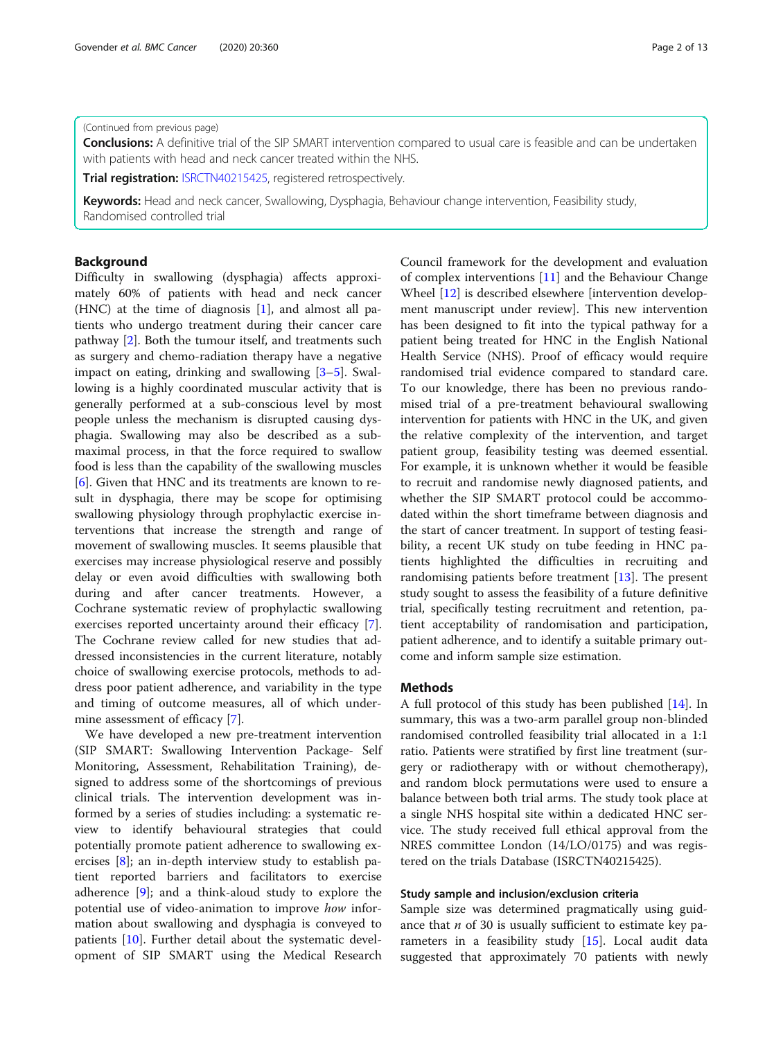(Continued from previous page)

**Conclusions:** A definitive trial of the SIP SMART intervention compared to usual care is feasible and can be undertaken with patients with head and neck cancer treated within the NHS.

**Trial registration:** ISRCTN40215425, registered retrospectively.

**Keywords:** Head and neck cancer, Swallowing, Dysphagia, Behaviour change intervention, Feasibility study, Randomised controlled trial

## Background

Difficulty in swallowing (dysphagia) affects approximately 60% of patients with head and neck cancer (HNC) at the time of diagnosis [1], and almost all patients who undergo treatment during their cancer care pathway [2]. Both the tumour itself, and treatments such as surgery and chemo-radiation therapy have a negative impact on eating, drinking and swallowing [3–5]. Swallowing is a highly coordinated muscular activity that is generally performed at a sub-conscious level by most people unless the mechanism is disrupted causing dysphagia. Swallowing may also be described as a submaximal process, in that the force required to swallow food is less than the capability of the swallowing muscles [6]. Given that HNC and its treatments are known to result in dysphagia, there may be scope for optimising swallowing physiology through prophylactic exercise interventions that increase the strength and range of movement of swallowing muscles. It seems plausible that exercises may increase physiological reserve and possibly delay or even avoid difficulties with swallowing both during and after cancer treatments. However, a Cochrane systematic review of prophylactic swallowing exercises reported uncertainty around their efficacy [7]. The Cochrane review called for new studies that addressed inconsistencies in the current literature, notably choice of swallowing exercise protocols, methods to address poor patient adherence, and variability in the type and timing of outcome measures, all of which undermine assessment of efficacy [7].

We have developed a new pre-treatment intervention (SIP SMART: Swallowing Intervention Package- Self Monitoring, Assessment, Rehabilitation Training), designed to address some of the shortcomings of previous clinical trials. The intervention development was informed by a series of studies including: a systematic review to identify behavioural strategies that could potentially promote patient adherence to swallowing exercises [8]; an in-depth interview study to establish patient reported barriers and facilitators to exercise adherence [9]; and a think-aloud study to explore the potential use of video-animation to improve *how* information about swallowing and dysphagia is conveyed to patients [10]. Further detail about the systematic development of SIP SMART using the Medical Research Council framework for the development and evaluation of complex interventions [11] and the Behaviour Change Wheel [12] is described elsewhere [intervention development manuscript under review]. This new intervention has been designed to fit into the typical pathway for a patient being treated for HNC in the English National Health Service (NHS). Proof of efficacy would require randomised trial evidence compared to standard care. To our knowledge, there has been no previous randomised trial of a pre-treatment behavioural swallowing intervention for patients with HNC in the UK, and given the relative complexity of the intervention, and target patient group, feasibility testing was deemed essential. For example, it is unknown whether it would be feasible to recruit and randomise newly diagnosed patients, and whether the SIP SMART protocol could be accommodated within the short timeframe between diagnosis and the start of cancer treatment. In support of testing feasibility, a recent UK study on tube feeding in HNC patients highlighted the difficulties in recruiting and randomising patients before treatment [13]. The present study sought to assess the feasibility of a future definitive trial, specifically testing recruitment and retention, patient acceptability of randomisation and participation, patient adherence, and to identify a suitable primary outcome and inform sample size estimation.

## Methods

A full protocol of this study has been published [14]. In summary, this was a two-arm parallel group non-blinded randomised controlled feasibility trial allocated in a 1:1 ratio. Patients were stratified by first line treatment (surgery or radiotherapy with or without chemotherapy), and random block permutations were used to ensure a balance between both trial arms. The study took place at a single NHS hospital site within a dedicated HNC service. The study received full ethical approval from the NRES committee London (14/LO/0175) and was registered on the trials Database (ISRCTN40215425).

### Study sample and inclusion/exclusion criteria

Sample size was determined pragmatically using guidance that *n* of 30 is usually sufficient to estimate key parameters in a feasibility study [15]. Local audit data suggested that approximately 70 patients with newly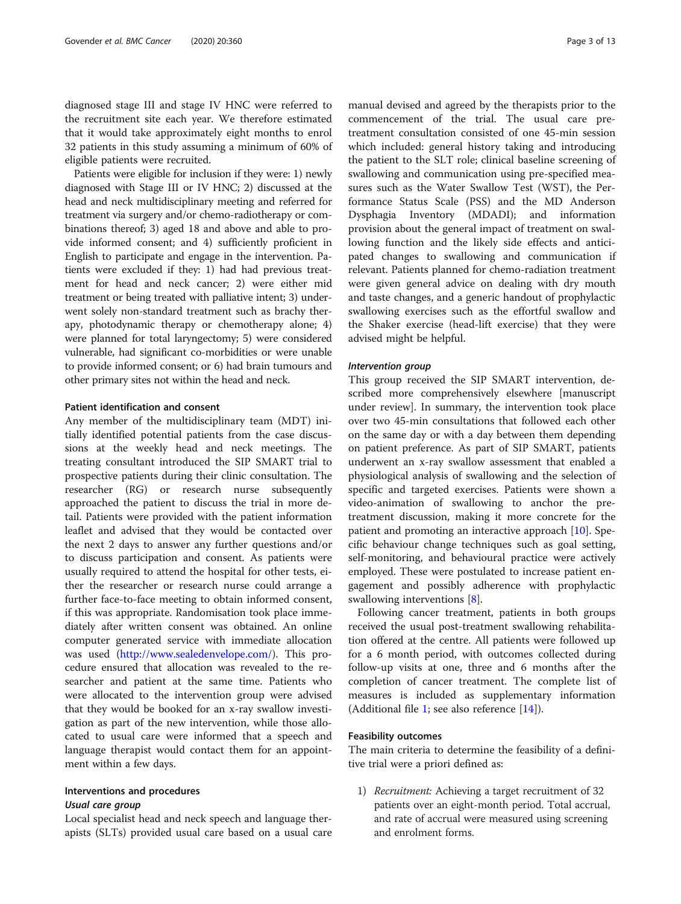diagnosed stage III and stage IV HNC were referred to the recruitment site each year. We therefore estimated that it would take approximately eight months to enrol 32 patients in this study assuming a minimum of 60% of eligible patients were recruited.

Patients were eligible for inclusion if they were: 1) newly diagnosed with Stage III or IV HNC; 2) discussed at the head and neck multidisciplinary meeting and referred for treatment via surgery and/or chemo-radiotherapy or combinations thereof; 3) aged 18 and above and able to provide informed consent; and 4) sufficiently proficient in English to participate and engage in the intervention. Patients were excluded if they: 1) had had previous treatment for head and neck cancer; 2) were either mid treatment or being treated with palliative intent; 3) underwent solely non-standard treatment such as brachy therapy, photodynamic therapy or chemotherapy alone; 4) were planned for total laryngectomy; 5) were considered vulnerable, had significant co-morbidities or were unable to provide informed consent; or 6) had brain tumours and other primary sites not within the head and neck.

### Patient identification and consent

Any member of the multidisciplinary team (MDT) initially identified potential patients from the case discussions at the weekly head and neck meetings. The treating consultant introduced the SIP SMART trial to prospective patients during their clinic consultation. The researcher (RG) or research nurse subsequently approached the patient to discuss the trial in more detail. Patients were provided with the patient information leaflet and advised that they would be contacted over the next 2 days to answer any further questions and/or to discuss participation and consent. As patients were usually required to attend the hospital for other tests, either the researcher or research nurse could arrange a further face-to-face meeting to obtain informed consent, if this was appropriate. Randomisation took place immediately after written consent was obtained. An online computer generated service with immediate allocation was used (http://www.sealedenvelope.com/). This procedure ensured that allocation was revealed to the researcher and patient at the same time. Patients who were allocated to the intervention group were advised that they would be booked for an x-ray swallow investigation as part of the new intervention, while those allocated to usual care were informed that a speech and language therapist would contact them for an appointment within a few days.

### Interventions and procedures

#### *Usual care group*

Local specialist head and neck speech and language therapists (SLTs) provided usual care based on a usual care manual devised and agreed by the therapists prior to the commencement of the trial. The usual care pre-treatment consultation consisted of one 45-min session which included: general history taking and introducing the patient to the SLT role; clinical baseline screening of swallowing and communication using pre-specified measures such as the Water Swallow Test (WST), the Performance Status Scale (PSS) and the MD Anderson Dysphagia Inventory (MDADI); and information provision about the general impact of treatment on swallowing function and the likely side effects and anticipated changes to swallowing and communication if relevant. Patients planned for chemo-radiation treatment were given general advice on dealing with dry mouth and taste changes, and a generic handout of prophylactic swallowing exercises such as the effortful swallow and the Shaker exercise (head-lift exercise) that they were advised might be helpful.

#### *Intervention group*

This group received the SIP SMART intervention, described more comprehensively elsewhere [manuscript under review]. In summary, the intervention took place over two 45-min consultations that followed each other on the same day or with a day between them depending on patient preference. As part of SIP SMART, patients underwent an x-ray swallow assessment that enabled a physiological analysis of swallowing and the selection of specific and targeted exercises. Patients were shown a video-animation of swallowing to anchor the pre-treatment discussion, making it more concrete for the patient and promoting an interactive approach [10]. Specific behaviour change techniques such as goal setting, self-monitoring, and behavioural practice were actively employed. These were postulated to increase patient engagement and possibly adherence with prophylactic swallowing interventions [8].

Following cancer treatment, patients in both groups received the usual post-treatment swallowing rehabilitation offered at the centre. All patients were followed up for a 6 month period, with outcomes collected during follow-up visits at one, three and 6 months after the completion of cancer treatment. The complete list of measures is included as supplementary information (Additional file 1; see also reference [14]).

### Feasibility outcomes

The main criteria to determine the feasibility of a definitive trial were a priori defined as:

1) *Recruitment:* Achieving a target recruitment of 32 patients over an eight-month period. Total accrual, and rate of accrual were measured using screening and enrolment forms.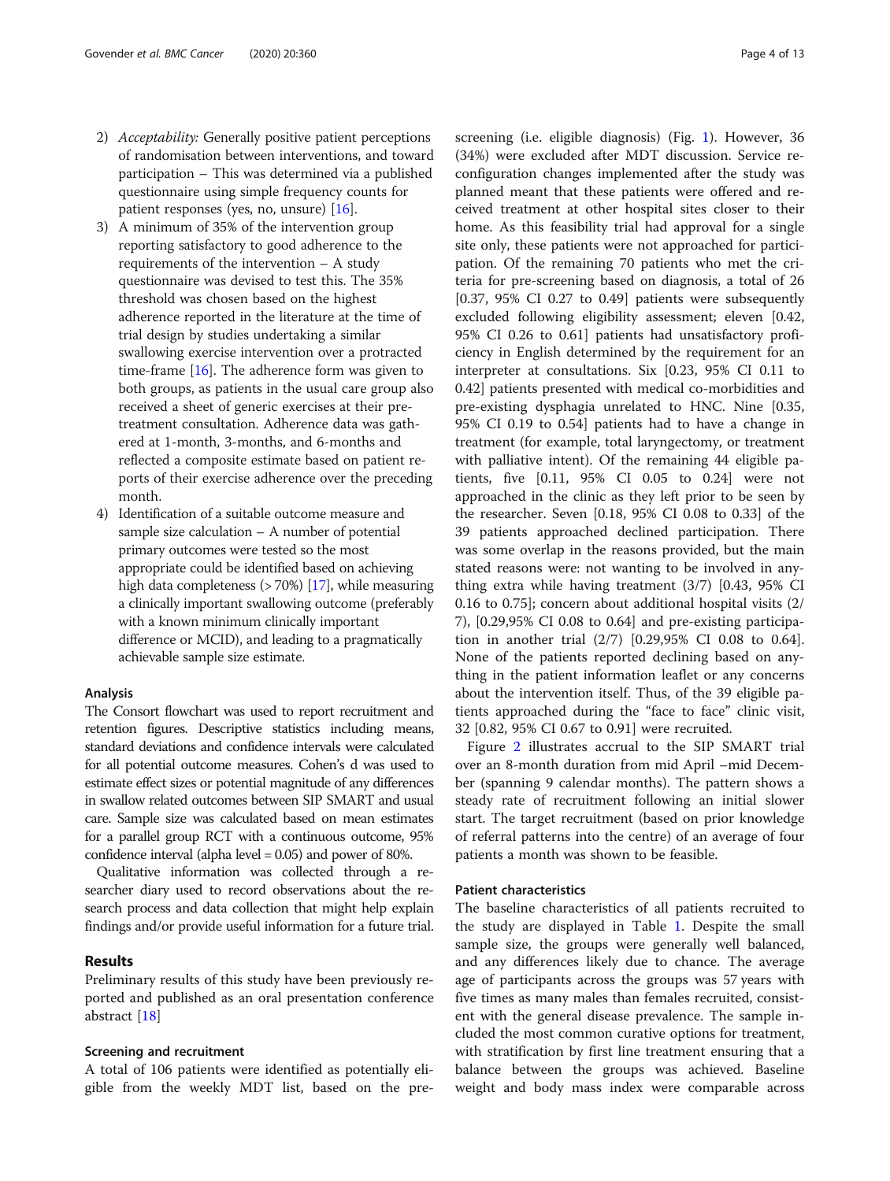2) *Acceptability:* Generally positive patient perceptions of randomisation between interventions, and toward participation – This was determined via a published questionnaire using simple frequency counts for patient responses (yes, no, unsure) [16].
3) A minimum of 35% of the intervention group reporting satisfactory to good adherence to the requirements of the intervention – A study questionnaire was devised to test this. The 35% threshold was chosen based on the highest adherence reported in the literature at the time of trial design by studies undertaking a similar swallowing exercise intervention over a protracted time-frame [16]. The adherence form was given to both groups, as patients in the usual care group also received a sheet of generic exercises at their pre-treatment consultation. Adherence data was gathered at 1-month, 3-months, and 6-months and reflected a composite estimate based on patient reports of their exercise adherence over the preceding month.
4) Identification of a suitable outcome measure and sample size calculation – A number of potential primary outcomes were tested so the most appropriate could be identified based on achieving high data completeness (> 70%) [17], while measuring a clinically important swallowing outcome (preferably with a known minimum clinically important difference or MCID), and leading to a pragmatically achievable sample size estimate.

### Analysis

The Consort flowchart was used to report recruitment and retention figures. Descriptive statistics including means, standard deviations and confidence intervals were calculated for all potential outcome measures. Cohen's d was used to estimate effect sizes or potential magnitude of any differences in swallow related outcomes between SIP SMART and usual care. Sample size was calculated based on mean estimates for a parallel group RCT with a continuous outcome, 95% confidence interval (alpha level = 0.05) and power of 80%.

Qualitative information was collected through a researcher diary used to record observations about the research process and data collection that might help explain findings and/or provide useful information for a future trial.

## Results

Preliminary results of this study have been previously reported and published as an oral presentation conference abstract [18]

### Screening and recruitment

A total of 106 patients were identified as potentially eligible from the weekly MDT list, based on the pre-screening (i.e. eligible diagnosis) (Fig. 1). However, 36 (34%) were excluded after MDT discussion. Service reconfiguration changes implemented after the study was planned meant that these patients were offered and received treatment at other hospital sites closer to their home. As this feasibility trial had approval for a single site only, these patients were not approached for participation. Of the remaining 70 patients who met the criteria for pre-screening based on diagnosis, a total of 26 [0.37, 95% CI 0.27 to 0.49] patients were subsequently excluded following eligibility assessment; eleven [0.42, 95% CI 0.26 to 0.61] patients had unsatisfactory proficiency in English determined by the requirement for an interpreter at consultations. Six [0.23, 95% CI 0.11 to 0.42] patients presented with medical co-morbidities and pre-existing dysphagia unrelated to HNC. Nine [0.35, 95% CI 0.19 to 0.54] patients had to have a change in treatment (for example, total laryngectomy, or treatment with palliative intent). Of the remaining 44 eligible patients, five [0.11, 95% CI 0.05 to 0.24] were not approached in the clinic as they left prior to be seen by the researcher. Seven [0.18, 95% CI 0.08 to 0.33] of the 39 patients approached declined participation. There was some overlap in the reasons provided, but the main stated reasons were: not wanting to be involved in anything extra while having treatment (3/7) [0.43, 95% CI 0.16 to 0.75]; concern about additional hospital visits (2/7), [0.29,95% CI 0.08 to 0.64] and pre-existing participation in another trial (2/7) [0.29,95% CI 0.08 to 0.64]. None of the patients reported declining based on anything in the patient information leaflet or any concerns about the intervention itself. Thus, of the 39 eligible patients approached during the "face to face" clinic visit, 32 [0.82, 95% CI 0.67 to 0.91] were recruited.

Figure 2 illustrates accrual to the SIP SMART trial over an 8-month duration from mid April –mid December (spanning 9 calendar months). The pattern shows a steady rate of recruitment following an initial slower start. The target recruitment (based on prior knowledge of referral patterns into the centre) of an average of four patients a month was shown to be feasible.

### Patient characteristics

The baseline characteristics of all patients recruited to the study are displayed in Table 1. Despite the small sample size, the groups were generally well balanced, and any differences likely due to chance. The average age of participants across the groups was 57 years with five times as many males than females recruited, consistent with the general disease prevalence. The sample included the most common curative options for treatment, with stratification by first line treatment ensuring that a balance between the groups was achieved. Baseline weight and body mass index were comparable across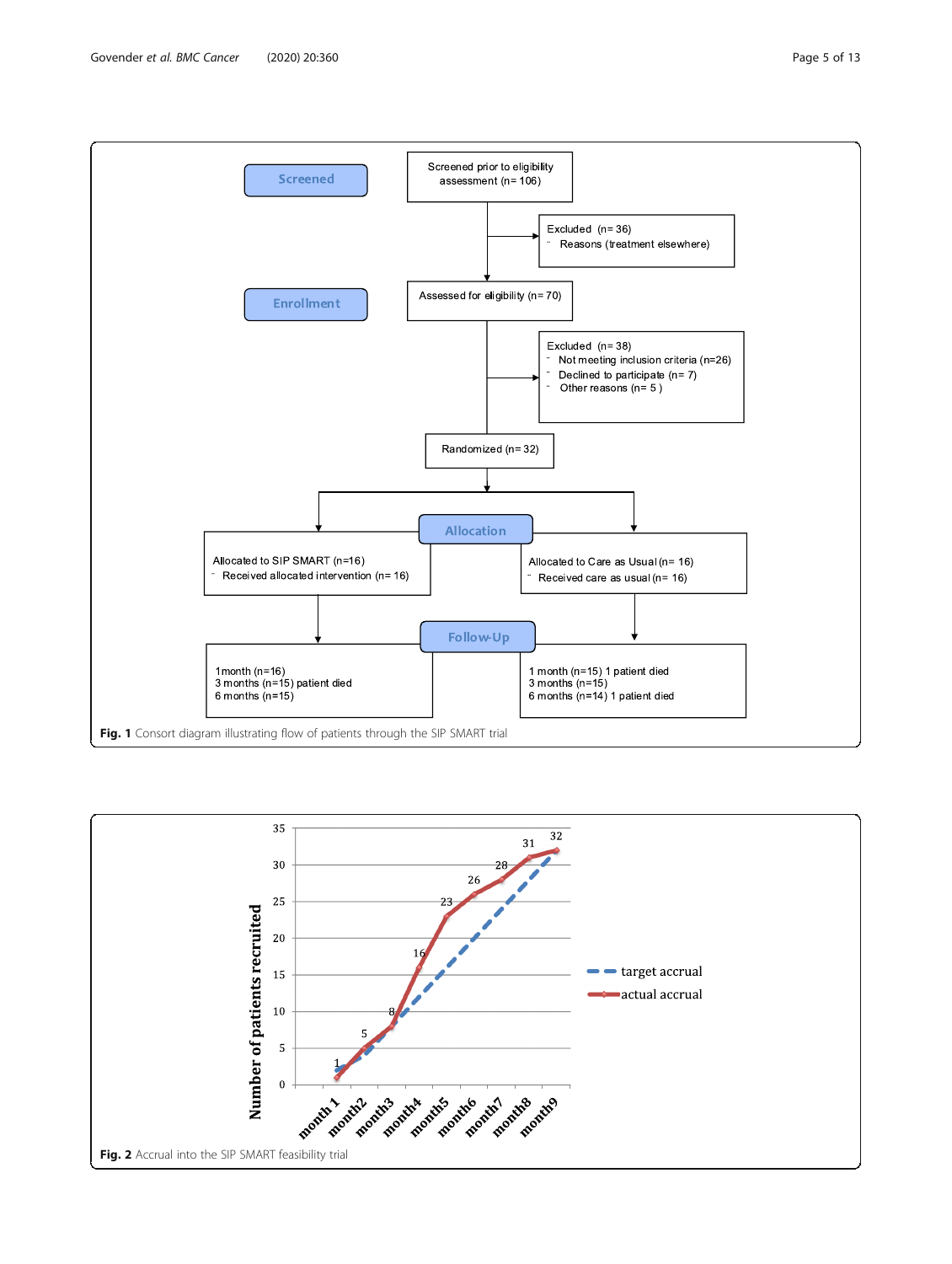Screened

Screened prior to eligibility assessment (n= 106)

Excluded (n= 36)
- Reasons (treatment elsewhere)

Enrollment

Assessed for eligibility (n= 70)

Excluded (n= 38)
- Not meeting inclusion criteria (n=26)
- Declined to participate (n= 7)
- Other reasons (n= 5 )

Randomized (n= 32)

Allocation

Allocated to SIP SMART (n=16)
- Received allocated intervention (n= 16)

Allocated to Care as Usual (n= 16)
- Received care as usual (n= 16)

Follow-Up

1month (n=16)
3 months (n=15) patient died
6 months (n=15)

1 month (n=15) 1 patient died
3 months (n=15)
6 months (n=14) 1 patient died

**Fig. 1** Consort diagram illustrating flow of patients through the SIP SMART trial

**Fig. 2** Accrual into the SIP SMART feasibility trial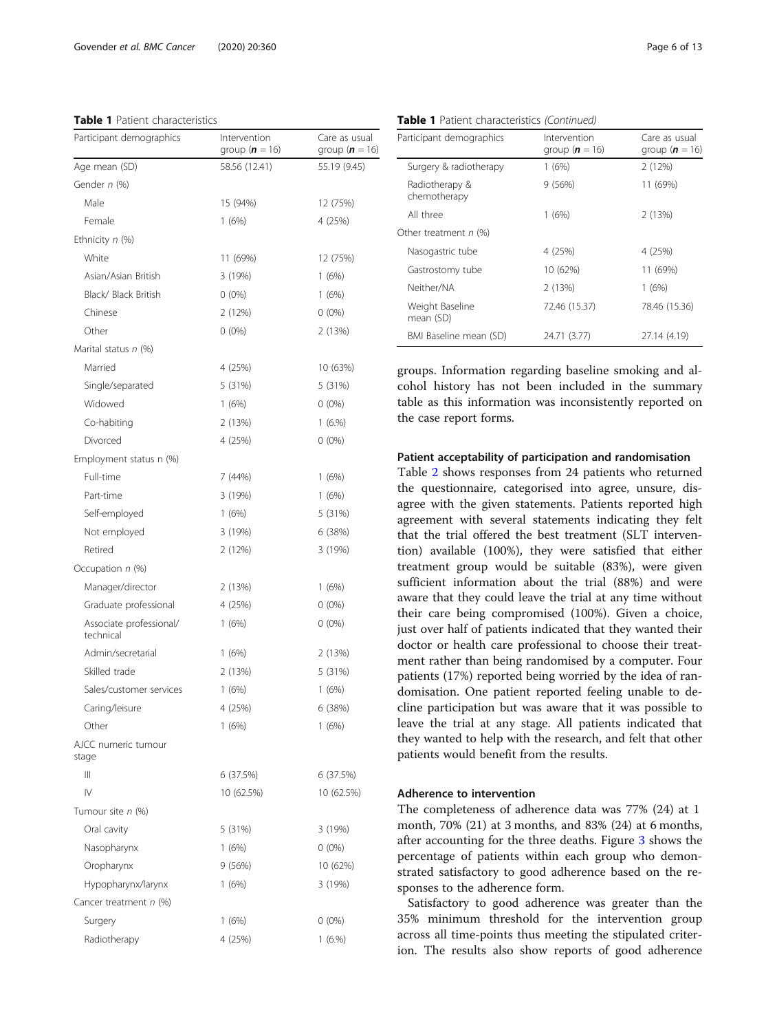**Table 1** Patient characteristics

| Participant demographics | Intervention group (**n** = 16) | Care as usual group (**n** = 16) |
|---|---|---|
| Age mean (SD) | 58.56 (12.41) | 55.19 (9.45) |
| Gender *n* (%) | | |
| Male | 15 (94%) | 12 (75%) |
| Female | 1 (6%) | 4 (25%) |
| Ethnicity *n* (%) | | |
| White | 11 (69%) | 12 (75%) |
| Asian/Asian British | 3 (19%) | 1 (6%) |
| Black/ Black British | 0 (0%) | 1 (6%) |
| Chinese | 2 (12%) | 0 (0%) |
| Other | 0 (0%) | 2 (13%) |
| Marital status *n* (%) | | |
| Married | 4 (25%) | 10 (63%) |
| Single/separated | 5 (31%) | 5 (31%) |
| Widowed | 1 (6%) | 0 (0%) |
| Co-habiting | 2 (13%) | 1 (6.%) |
| Divorced | 4 (25%) | 0 (0%) |
| Employment status n (%) | | |
| Full-time | 7 (44%) | 1 (6%) |
| Part-time | 3 (19%) | 1 (6%) |
| Self-employed | 1 (6%) | 5 (31%) |
| Not employed | 3 (19%) | 6 (38%) |
| Retired | 2 (12%) | 3 (19%) |
| Occupation *n* (%) | | |
| Manager/director | 2 (13%) | 1 (6%) |
| Graduate professional | 4 (25%) | 0 (0%) |
| Associate professional/ technical | 1 (6%) | 0 (0%) |
| Admin/secretarial | 1 (6%) | 2 (13%) |
| Skilled trade | 2 (13%) | 5 (31%) |
| Sales/customer services | 1 (6%) | 1 (6%) |
| Caring/leisure | 4 (25%) | 6 (38%) |
| Other | 1 (6%) | 1 (6%) |
| AJCC numeric tumour stage | | |
| III | 6 (37.5%) | 6 (37.5%) |
| IV | 10 (62.5%) | 10 (62.5%) |
| Tumour site *n* (%) | | |
| Oral cavity | 5 (31%) | 3 (19%) |
| Nasopharynx | 1 (6%) | 0 (0%) |
| Oropharynx | 9 (56%) | 10 (62%) |
| Hypopharynx/larynx | 1 (6%) | 3 (19%) |
| Cancer treatment *n* (%) | | |
| Surgery | 1 (6%) | 0 (0%) |
| Radiotherapy | 4 (25%) | 1 (6.%) |
| Surgery & radiotherapy | 1 (6%) | 2 (12%) |
| Radiotherapy & chemotherapy | 9 (56%) | 11 (69%) |
| All three | 1 (6%) | 2 (13%) |
| Other treatment *n* (%) | | |
| Nasogastric tube | 4 (25%) | 4 (25%) |
| Gastrostomy tube | 10 (62%) | 11 (69%) |
| Neither/NA | 2 (13%) | 1 (6%) |
| Weight Baseline mean (SD) | 72.46 (15.37) | 78.46 (15.36) |
| BMI Baseline mean (SD) | 24.71 (3.77) | 27.14 (4.19) |

groups. Information regarding baseline smoking and alcohol history has not been included in the summary table as this information was inconsistently reported on the case report forms.

### Patient acceptability of participation and randomisation

Table 2 shows responses from 24 patients who returned the questionnaire, categorised into agree, unsure, disagree with the given statements. Patients reported high agreement with several statements indicating they felt that the trial offered the best treatment (SLT intervention) available (100%), they were satisfied that either treatment group would be suitable (83%), were given sufficient information about the trial (88%) and were aware that they could leave the trial at any time without their care being compromised (100%). Given a choice, just over half of patients indicated that they wanted their doctor or health care professional to choose their treatment rather than being randomised by a computer. Four patients (17%) reported being worried by the idea of randomisation. One patient reported feeling unable to decline participation but was aware that it was possible to leave the trial at any stage. All patients indicated that they wanted to help with the research, and felt that other patients would benefit from the results.

### Adherence to intervention

The completeness of adherence data was 77% (24) at 1 month, 70% (21) at 3 months, and 83% (24) at 6 months, after accounting for the three deaths. Figure 3 shows the percentage of patients within each group who demonstrated satisfactory to good adherence based on the responses to the adherence form.

Satisfactory to good adherence was greater than the 35% minimum threshold for the intervention group across all time-points thus meeting the stipulated criterion. The results also show reports of good adherence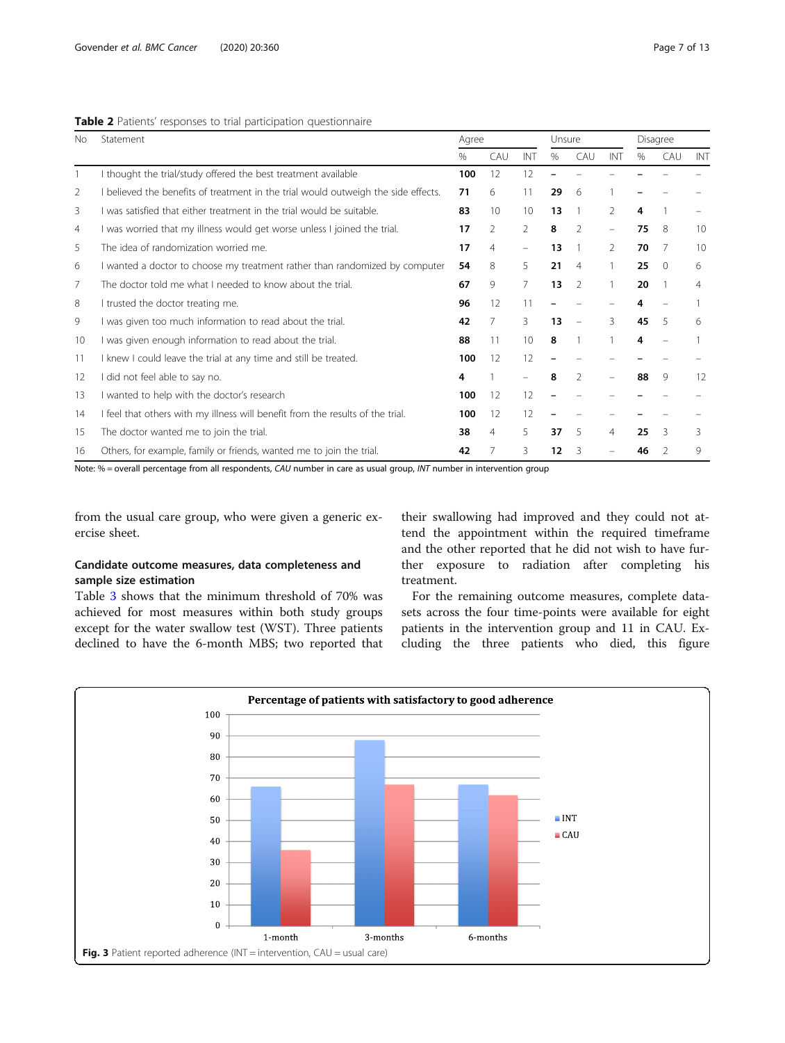**Table 2** Patients' responses to trial participation questionnaire

| No | Statement | Agree | | | Unsure | | | Disagree | | |
|---|---|---|---|---|---|---|---|---|---|---|
| | | % | CAU | INT | % | CAU | INT | % | CAU | INT |
| 1 | I thought the trial/study offered the best treatment available | **100** | 12 | 12 | **–** | – | – | **–** | – | – |
| 2 | I believed the benefits of treatment in the trial would outweigh the side effects. | **71** | 6 | 11 | **29** | 6 | 1 | **–** | – | – |
| 3 | I was satisfied that either treatment in the trial would be suitable. | **83** | 10 | 10 | **13** | 1 | 2 | **4** | 1 | – |
| 4 | I was worried that my illness would get worse unless I joined the trial. | **17** | 2 | 2 | **8** | 2 | – | **75** | 8 | 10 |
| 5 | The idea of randomization worried me. | **17** | 4 | – | **13** | 1 | 2 | **70** | 7 | 10 |
| 6 | I wanted a doctor to choose my treatment rather than randomized by computer | **54** | 8 | 5 | **21** | 4 | 1 | **25** | 0 | 6 |
| 7 | The doctor told me what I needed to know about the trial. | **67** | 9 | 7 | **13** | 2 | 1 | **20** | 1 | 4 |
| 8 | I trusted the doctor treating me. | **96** | 12 | 11 | **–** | – | – | **4** | – | 1 |
| 9 | I was given too much information to read about the trial. | **42** | 7 | 3 | **13** | – | 3 | **45** | 5 | 6 |
| 10 | I was given enough information to read about the trial. | **88** | 11 | 10 | **8** | 1 | 1 | **4** | – | 1 |
| 11 | I knew I could leave the trial at any time and still be treated. | **100** | 12 | 12 | **–** | – | – | **–** | – | – |
| 12 | I did not feel able to say no. | **4** | 1 | – | **8** | 2 | – | **88** | 9 | 12 |
| 13 | I wanted to help with the doctor's research | **100** | 12 | 12 | **–** | – | – | **–** | – | – |
| 14 | I feel that others with my illness will benefit from the results of the trial. | **100** | 12 | 12 | **–** | – | – | **–** | – | – |
| 15 | The doctor wanted me to join the trial. | **38** | 4 | 5 | **37** | 5 | 4 | **25** | 3 | 3 |
| 16 | Others, for example, family or friends, wanted me to join the trial. | **42** | 7 | 3 | **12** | 3 | – | **46** | 2 | 9 |

Note: % = overall percentage from all respondents, *CAU* number in care as usual group, *INT* number in intervention group

from the usual care group, who were given a generic exercise sheet.

### Candidate outcome measures, data completeness and sample size estimation

Table 3 shows that the minimum threshold of 70% was achieved for most measures within both study groups except for the water swallow test (WST). Three patients declined to have the 6-month MBS; two reported that their swallowing had improved and they could not attend the appointment within the required timeframe and the other reported that he did not wish to have further exposure to radiation after completing his treatment.

For the remaining outcome measures, complete datasets across the four time-points were available for eight patients in the intervention group and 11 in CAU. Excluding the three patients who died, this figure

**Fig. 3** Patient reported adherence (INT = intervention, CAU = usual care)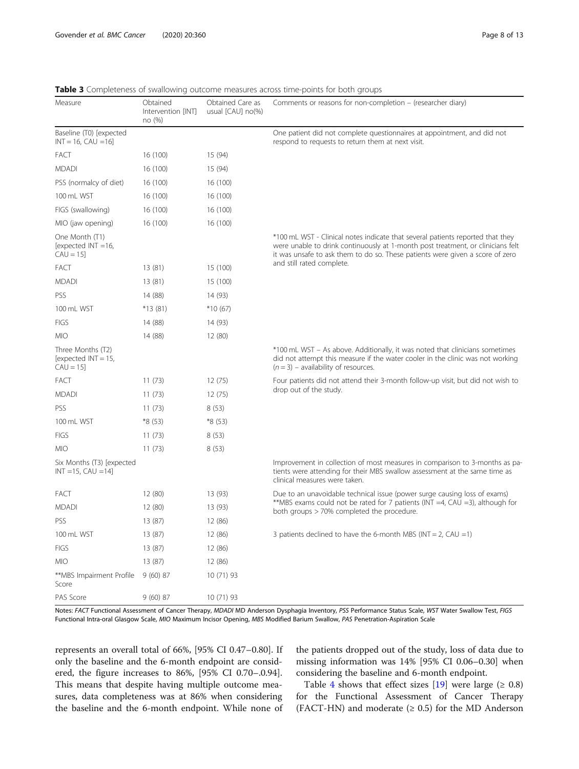**Table 3** Completeness of swallowing outcome measures across time-points for both groups

| Measure | Obtained Intervention [INT] no (%) | Obtained Care as usual [CAU] no(%) | Comments or reasons for non-completion – (researcher diary) |
|---|---|---|---|
| Baseline (T0) [expected INT = 16, CAU =16] | | | One patient did not complete questionnaires at appointment, and did not respond to requests to return them at next visit. |
| FACT | 16 (100) | 15 (94) | |
| MDADI | 16 (100) | 15 (94) | |
| PSS (normalcy of diet) | 16 (100) | 16 (100) | |
| 100 mL WST | 16 (100) | 16 (100) | |
| FIGS (swallowing) | 16 (100) | 16 (100) | |
| MIO (jaw opening) | 16 (100) | 16 (100) | |
| One Month (T1) [expected INT =16, CAU = 15] | | | *100 mL WST - Clinical notes indicate that several patients reported that they were unable to drink continuously at 1-month post treatment, or clinicians felt it was unsafe to ask them to do so. These patients were given a score of zero and still rated complete. |
| FACT | 13 (81) | 15 (100) | |
| MDADI | 13 (81) | 15 (100) | |
| PSS | 14 (88) | 14 (93) | |
| 100 mL WST | *13 (81) | *10 (67) | |
| FIGS | 14 (88) | 14 (93) | |
| MIO | 14 (88) | 12 (80) | |
| Three Months (T2) [expected INT = 15, CAU = 15] | | | *100 mL WST – As above. Additionally, it was noted that clinicians sometimes did not attempt this measure if the water cooler in the clinic was not working ($n = 3$) – availability of resources. |
| FACT | 11 (73) | 12 (75) | Four patients did not attend their 3-month follow-up visit, but did not wish to drop out of the study. |
| MDADI | 11 (73) | 12 (75) | |
| PSS | 11 (73) | 8 (53) | |
| 100 mL WST | *8 (53) | *8 (53) | |
| FIGS | 11 (73) | 8 (53) | |
| MIO | 11 (73) | 8 (53) | |
| Six Months (T3) [expected INT =15, CAU =14] | | | Improvement in collection of most measures in comparison to 3-months as patients were attending for their MBS swallow assessment at the same time as clinical measures were taken. |
| FACT | 12 (80) | 13 (93) | Due to an unavoidable technical issue (power surge causing loss of exams) **MBS exams could not be rated for 7 patients (INT =4, CAU =3), although for both groups > 70% completed the procedure. |
| MDADI | 12 (80) | 13 (93) | |
| PSS | 13 (87) | 12 (86) | |
| 100 mL WST | 13 (87) | 12 (86) | 3 patients declined to have the 6-month MBS (INT = 2, CAU =1) |
| FIGS | 13 (87) | 12 (86) | |
| MIO | 13 (87) | 12 (86) | |
| **MBS Impairment Profile Score | 9 (60) 87 | 10 (71) 93 | |
| PAS Score | 9 (60) 87 | 10 (71) 93 | |

Notes: *FACT* Functional Assessment of Cancer Therapy, *MDADI* MD Anderson Dysphagia Inventory, *PSS* Performance Status Scale, *WST* Water Swallow Test, *FIGS* Functional Intra-oral Glasgow Scale, *MIO* Maximum Incisor Opening, *MBS* Modified Barium Swallow, *PAS* Penetration-Aspiration Scale

represents an overall total of 66%, [95% CI 0.47–0.80]. If only the baseline and the 6-month endpoint are considered, the figure increases to 86%, [95% CI 0.70–.0.94]. This means that despite having multiple outcome measures, data completeness was at 86% when considering the baseline and the 6-month endpoint. While none of the patients dropped out of the study, loss of data due to missing information was 14% [95% CI 0.06–0.30] when considering the baseline and 6-month endpoint.

Table 4 shows that effect sizes [19] were large ($\geq 0.8$) for the Functional Assessment of Cancer Therapy (FACT-HN) and moderate ($\geq 0.5$) for the MD Anderson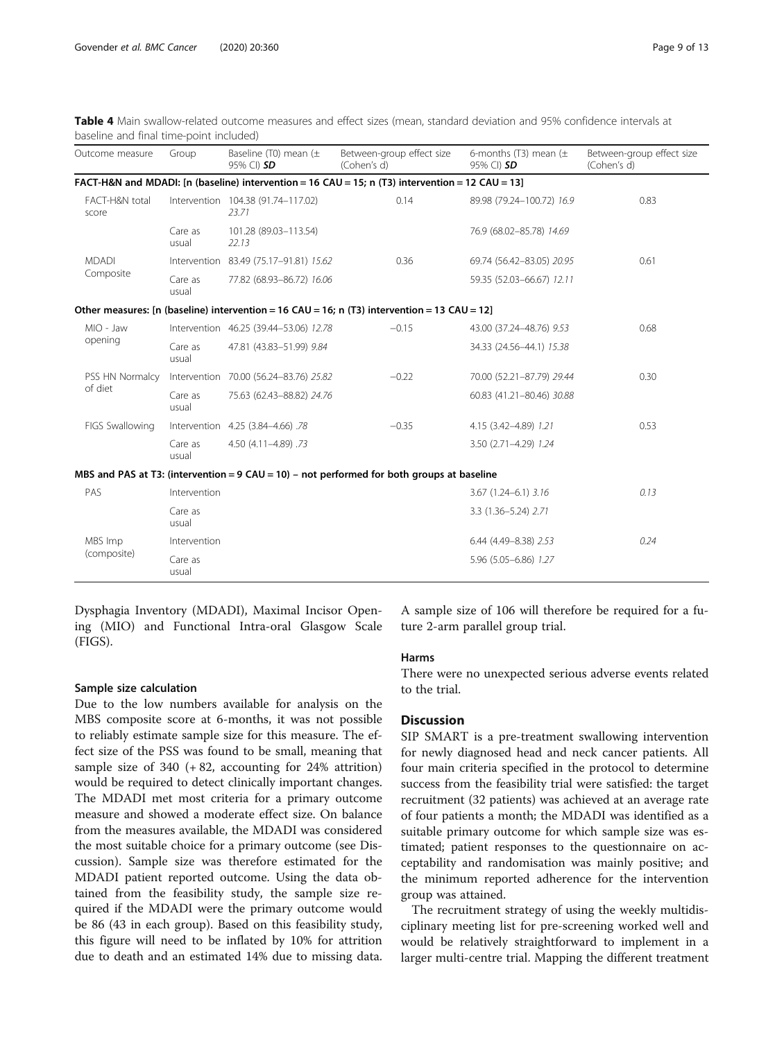**Table 4** Main swallow-related outcome measures and effect sizes (mean, standard deviation and 95% confidence intervals at baseline and final time-point included)

| Outcome measure | Group | Baseline (T0) mean (± 95% CI) ***SD*** | Between-group effect size (Cohen's d) | 6-months (T3) mean (± 95% CI) ***SD*** | Between-group effect size (Cohen's d) |
|---|---|---|---|---|---|
| **FACT-H&N and MDADI: [n (baseline) intervention = 16 CAU = 15; n (T3) intervention = 12 CAU = 13]** | | | | | |
| FACT-H&N total score | Intervention | 104.38 (91.74–117.02) *23.71* | 0.14 | 89.98 (79.24–100.72) *16.9* | 0.83 |
| | Care as usual | 101.28 (89.03–113.54) *22.13* | | 76.9 (68.02–85.78) *14.69* | |
| MDADI Composite | Intervention | 83.49 (75.17–91.81) *15.62* | 0.36 | 69.74 (56.42–83.05) *20.95* | 0.61 |
| | Care as usual | 77.82 (68.93–86.72) *16.06* | | 59.35 (52.03–66.67) *12.11* | |
| **Other measures: [n (baseline) intervention = 16 CAU = 16; n (T3) intervention = 13 CAU = 12]** | | | | | |
| MIO - Jaw opening | Intervention | 46.25 (39.44–53.06) *12.78* | −0.15 | 43.00 (37.24–48.76) *9.53* | 0.68 |
| | Care as usual | 47.81 (43.83–51.99) *9.84* | | 34.33 (24.56–44.1) *15.38* | |
| PSS HN Normalcy of diet | Intervention | 70.00 (56.24–83.76) *25.82* | −0.22 | 70.00 (52.21–87.79) *29.44* | 0.30 |
| | Care as usual | 75.63 (62.43–88.82) *24.76* | | 60.83 (41.21–80.46) *30.88* | |
| FIGS Swallowing | Intervention | 4.25 (3.84–4.66) *.78* | −0.35 | 4.15 (3.42–4.89) *1.21* | 0.53 |
| | Care as usual | 4.50 (4.11–4.89) *.73* | | 3.50 (2.71–4.29) *1.24* | |
| **MBS and PAS at T3: (intervention = 9 CAU = 10) – not performed for both groups at baseline** | | | | | |
| PAS | Intervention | | | 3.67 (1.24–6.1) *3.16* | *0.13* |
| | Care as usual | | | 3.3 (1.36–5.24) *2.71* | |
| MBS Imp (composite) | Intervention | | | 6.44 (4.49–8.38) *2.53* | *0.24* |
| | Care as usual | | | 5.96 (5.05–6.86) *1.27* | |

Dysphagia Inventory (MDADI), Maximal Incisor Opening (MIO) and Functional Intra-oral Glasgow Scale (FIGS).

#### Sample size calculation

Due to the low numbers available for analysis on the MBS composite score at 6-months, it was not possible to reliably estimate sample size for this measure. The effect size of the PSS was found to be small, meaning that sample size of 340 (+ 82, accounting for 24% attrition) would be required to detect clinically important changes. The MDADI met most criteria for a primary outcome measure and showed a moderate effect size. On balance from the measures available, the MDADI was considered the most suitable choice for a primary outcome (see Discussion). Sample size was therefore estimated for the MDADI patient reported outcome. Using the data obtained from the feasibility study, the sample size required if the MDADI were the primary outcome would be 86 (43 in each group). Based on this feasibility study, this figure will need to be inflated by 10% for attrition due to death and an estimated 14% due to missing data. A sample size of 106 will therefore be required for a future 2-arm parallel group trial.

#### Harms

There were no unexpected serious adverse events related to the trial.

### Discussion

SIP SMART is a pre-treatment swallowing intervention for newly diagnosed head and neck cancer patients. All four main criteria specified in the protocol to determine success from the feasibility trial were satisfied: the target recruitment (32 patients) was achieved at an average rate of four patients a month; the MDADI was identified as a suitable primary outcome for which sample size was estimated; patient responses to the questionnaire on acceptability and randomisation was mainly positive; and the minimum reported adherence for the intervention group was attained.

The recruitment strategy of using the weekly multidisciplinary meeting list for pre-screening worked well and would be relatively straightforward to implement in a larger multi-centre trial. Mapping the different treatment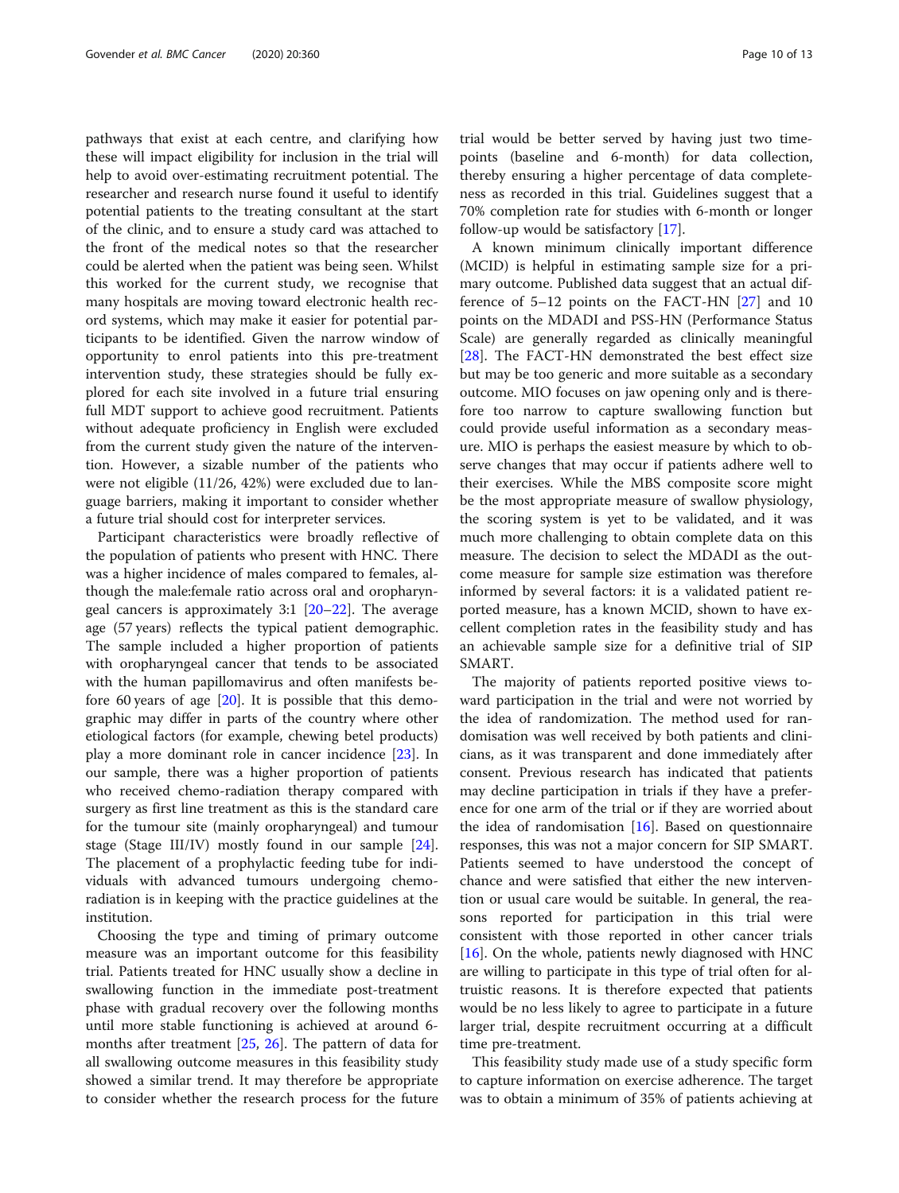pathways that exist at each centre, and clarifying how these will impact eligibility for inclusion in the trial will help to avoid over-estimating recruitment potential. The researcher and research nurse found it useful to identify potential patients to the treating consultant at the start of the clinic, and to ensure a study card was attached to the front of the medical notes so that the researcher could be alerted when the patient was being seen. Whilst this worked for the current study, we recognise that many hospitals are moving toward electronic health record systems, which may make it easier for potential participants to be identified. Given the narrow window of opportunity to enrol patients into this pre-treatment intervention study, these strategies should be fully explored for each site involved in a future trial ensuring full MDT support to achieve good recruitment. Patients without adequate proficiency in English were excluded from the current study given the nature of the intervention. However, a sizable number of the patients who were not eligible (11/26, 42%) were excluded due to language barriers, making it important to consider whether a future trial should cost for interpreter services.

Participant characteristics were broadly reflective of the population of patients who present with HNC. There was a higher incidence of males compared to females, although the male:female ratio across oral and oropharyngeal cancers is approximately 3:1 [20–22]. The average age (57 years) reflects the typical patient demographic. The sample included a higher proportion of patients with oropharyngeal cancer that tends to be associated with the human papillomavirus and often manifests before 60 years of age [20]. It is possible that this demographic may differ in parts of the country where other etiological factors (for example, chewing betel products) play a more dominant role in cancer incidence [23]. In our sample, there was a higher proportion of patients who received chemo-radiation therapy compared with surgery as first line treatment as this is the standard care for the tumour site (mainly oropharyngeal) and tumour stage (Stage III/IV) mostly found in our sample [24]. The placement of a prophylactic feeding tube for individuals with advanced tumours undergoing chemo-radiation is in keeping with the practice guidelines at the institution.

Choosing the type and timing of primary outcome measure was an important outcome for this feasibility trial. Patients treated for HNC usually show a decline in swallowing function in the immediate post-treatment phase with gradual recovery over the following months until more stable functioning is achieved at around 6-months after treatment [25, 26]. The pattern of data for all swallowing outcome measures in this feasibility study showed a similar trend. It may therefore be appropriate to consider whether the research process for the future trial would be better served by having just two time-points (baseline and 6-month) for data collection, thereby ensuring a higher percentage of data completeness as recorded in this trial. Guidelines suggest that a 70% completion rate for studies with 6-month or longer follow-up would be satisfactory [17].

A known minimum clinically important difference (MCID) is helpful in estimating sample size for a primary outcome. Published data suggest that an actual difference of 5–12 points on the FACT-HN [27] and 10 points on the MDADI and PSS-HN (Performance Status Scale) are generally regarded as clinically meaningful [28]. The FACT-HN demonstrated the best effect size but may be too generic and more suitable as a secondary outcome. MIO focuses on jaw opening only and is therefore too narrow to capture swallowing function but could provide useful information as a secondary measure. MIO is perhaps the easiest measure by which to observe changes that may occur if patients adhere well to their exercises. While the MBS composite score might be the most appropriate measure of swallow physiology, the scoring system is yet to be validated, and it was much more challenging to obtain complete data on this measure. The decision to select the MDADI as the outcome measure for sample size estimation was therefore informed by several factors: it is a validated patient reported measure, has a known MCID, shown to have excellent completion rates in the feasibility study and has an achievable sample size for a definitive trial of SIP SMART.

The majority of patients reported positive views toward participation in the trial and were not worried by the idea of randomization. The method used for randomisation was well received by both patients and clinicians, as it was transparent and done immediately after consent. Previous research has indicated that patients may decline participation in trials if they have a preference for one arm of the trial or if they are worried about the idea of randomisation [16]. Based on questionnaire responses, this was not a major concern for SIP SMART. Patients seemed to have understood the concept of chance and were satisfied that either the new intervention or usual care would be suitable. In general, the reasons reported for participation in this trial were consistent with those reported in other cancer trials [16]. On the whole, patients newly diagnosed with HNC are willing to participate in this type of trial often for altruistic reasons. It is therefore expected that patients would be no less likely to agree to participate in a future larger trial, despite recruitment occurring at a difficult time pre-treatment.

This feasibility study made use of a study specific form to capture information on exercise adherence. The target was to obtain a minimum of 35% of patients achieving at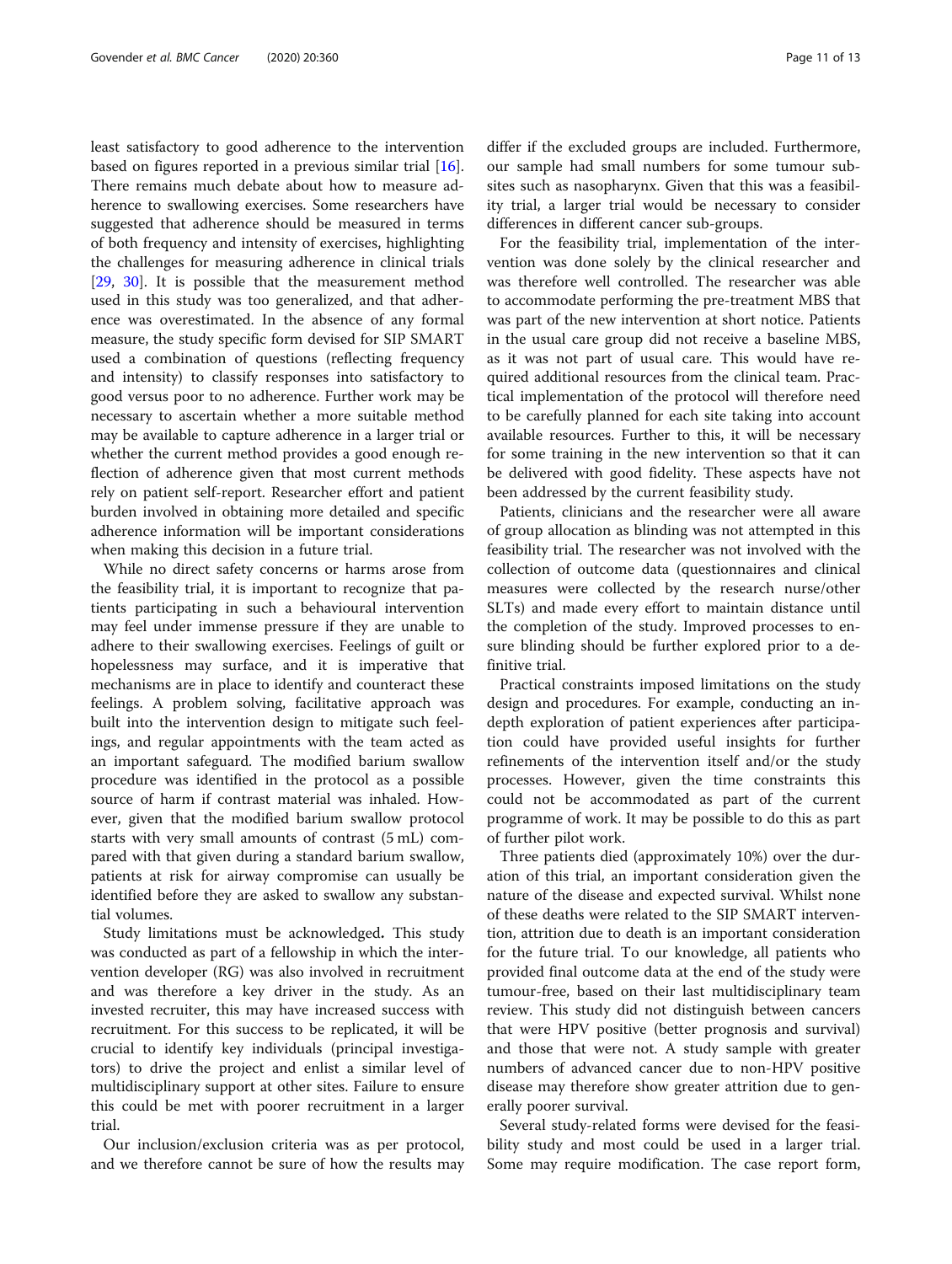least satisfactory to good adherence to the intervention based on figures reported in a previous similar trial [16]. There remains much debate about how to measure adherence to swallowing exercises. Some researchers have suggested that adherence should be measured in terms of both frequency and intensity of exercises, highlighting the challenges for measuring adherence in clinical trials [29, 30]. It is possible that the measurement method used in this study was too generalized, and that adherence was overestimated. In the absence of any formal measure, the study specific form devised for SIP SMART used a combination of questions (reflecting frequency and intensity) to classify responses into satisfactory to good versus poor to no adherence. Further work may be necessary to ascertain whether a more suitable method may be available to capture adherence in a larger trial or whether the current method provides a good enough reflection of adherence given that most current methods rely on patient self-report. Researcher effort and patient burden involved in obtaining more detailed and specific adherence information will be important considerations when making this decision in a future trial.

While no direct safety concerns or harms arose from the feasibility trial, it is important to recognize that patients participating in such a behavioural intervention may feel under immense pressure if they are unable to adhere to their swallowing exercises. Feelings of guilt or hopelessness may surface, and it is imperative that mechanisms are in place to identify and counteract these feelings. A problem solving, facilitative approach was built into the intervention design to mitigate such feelings, and regular appointments with the team acted as an important safeguard. The modified barium swallow procedure was identified in the protocol as a possible source of harm if contrast material was inhaled. However, given that the modified barium swallow protocol starts with very small amounts of contrast (5 mL) compared with that given during a standard barium swallow, patients at risk for airway compromise can usually be identified before they are asked to swallow any substantial volumes.

Study limitations must be acknowledged**.** This study was conducted as part of a fellowship in which the intervention developer (RG) was also involved in recruitment and was therefore a key driver in the study. As an invested recruiter, this may have increased success with recruitment. For this success to be replicated, it will be crucial to identify key individuals (principal investigators) to drive the project and enlist a similar level of multidisciplinary support at other sites. Failure to ensure this could be met with poorer recruitment in a larger trial.

Our inclusion/exclusion criteria was as per protocol, and we therefore cannot be sure of how the results may differ if the excluded groups are included. Furthermore, our sample had small numbers for some tumour subsites such as nasopharynx. Given that this was a feasibility trial, a larger trial would be necessary to consider differences in different cancer sub-groups.

For the feasibility trial, implementation of the intervention was done solely by the clinical researcher and was therefore well controlled. The researcher was able to accommodate performing the pre-treatment MBS that was part of the new intervention at short notice. Patients in the usual care group did not receive a baseline MBS, as it was not part of usual care. This would have required additional resources from the clinical team. Practical implementation of the protocol will therefore need to be carefully planned for each site taking into account available resources. Further to this, it will be necessary for some training in the new intervention so that it can be delivered with good fidelity. These aspects have not been addressed by the current feasibility study.

Patients, clinicians and the researcher were all aware of group allocation as blinding was not attempted in this feasibility trial. The researcher was not involved with the collection of outcome data (questionnaires and clinical measures were collected by the research nurse/other SLTs) and made every effort to maintain distance until the completion of the study. Improved processes to ensure blinding should be further explored prior to a definitive trial.

Practical constraints imposed limitations on the study design and procedures. For example, conducting an in-depth exploration of patient experiences after participation could have provided useful insights for further refinements of the intervention itself and/or the study processes. However, given the time constraints this could not be accommodated as part of the current programme of work. It may be possible to do this as part of further pilot work.

Three patients died (approximately 10%) over the duration of this trial, an important consideration given the nature of the disease and expected survival. Whilst none of these deaths were related to the SIP SMART intervention, attrition due to death is an important consideration for the future trial. To our knowledge, all patients who provided final outcome data at the end of the study were tumour-free, based on their last multidisciplinary team review. This study did not distinguish between cancers that were HPV positive (better prognosis and survival) and those that were not. A study sample with greater numbers of advanced cancer due to non-HPV positive disease may therefore show greater attrition due to generally poorer survival.

Several study-related forms were devised for the feasibility study and most could be used in a larger trial. Some may require modification. The case report form,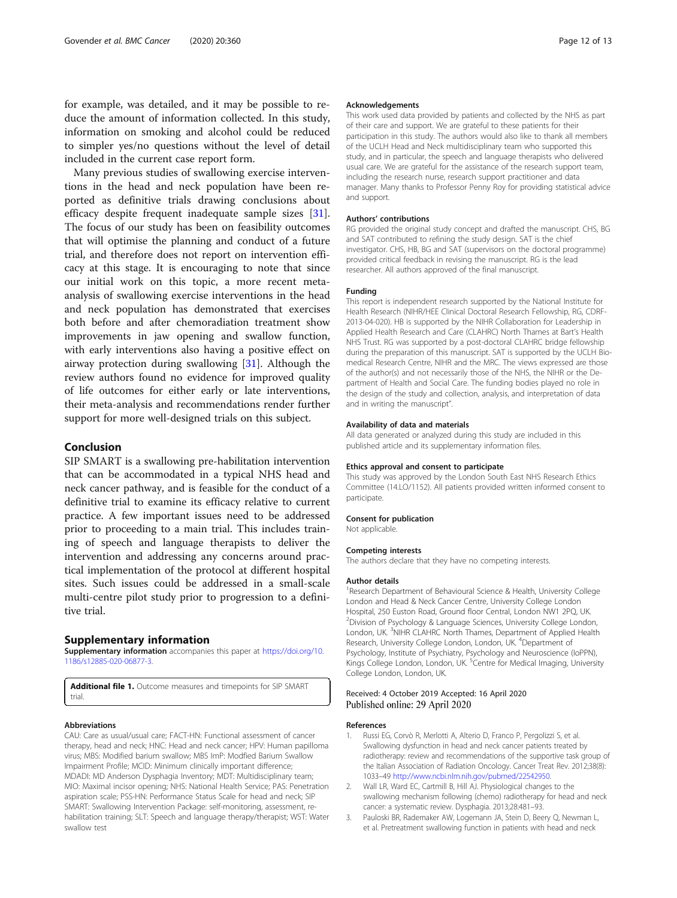for example, was detailed, and it may be possible to reduce the amount of information collected. In this study, information on smoking and alcohol could be reduced to simpler yes/no questions without the level of detail included in the current case report form.

Many previous studies of swallowing exercise interventions in the head and neck population have been reported as definitive trials drawing conclusions about efficacy despite frequent inadequate sample sizes [31]. The focus of our study has been on feasibility outcomes that will optimise the planning and conduct of a future trial, and therefore does not report on intervention efficacy at this stage. It is encouraging to note that since our initial work on this topic, a more recent meta-analysis of swallowing exercise interventions in the head and neck population has demonstrated that exercises both before and after chemoradiation treatment show improvements in jaw opening and swallow function, with early interventions also having a positive effect on airway protection during swallowing [31]. Although the review authors found no evidence for improved quality of life outcomes for either early or late interventions, their meta-analysis and recommendations render further support for more well-designed trials on this subject.

## Conclusion

SIP SMART is a swallowing pre-habilitation intervention that can be accommodated in a typical NHS head and neck cancer pathway, and is feasible for the conduct of a definitive trial to examine its efficacy relative to current practice. A few important issues need to be addressed prior to proceeding to a main trial. This includes training of speech and language therapists to deliver the intervention and addressing any concerns around practical implementation of the protocol at different hospital sites. Such issues could be addressed in a small-scale multi-centre pilot study prior to progression to a definitive trial.

## Supplementary information

**Supplementary information** accompanies this paper at https://doi.org/10.1186/s12885-020-06877-3.

**Additional file 1.** Outcome measures and timepoints for SIP SMART trial.

### Abbreviations

CAU: Care as usual/usual care; FACT-HN: Functional assessment of cancer therapy, head and neck; HNC: Head and neck cancer; HPV: Human papilloma virus; MBS: Modified barium swallow; MBS ImP: Modfied Barium Swallow Impairment Profile; MCID: Minimum clinically important difference; MDADI: MD Anderson Dysphagia Inventory; MDT: Multidisciplinary team; MIO: Maximal incisor opening; NHS: National Health Service; PAS: Penetration aspiration scale; PSS-HN: Performance Status Scale for head and neck; SIP SMART: Swallowing Intervention Package: self-monitoring, assessment, re-habilitation training; SLT: Speech and language therapy/therapist; WST: Water swallow test

### Acknowledgements

This work used data provided by patients and collected by the NHS as part of their care and support. We are grateful to these patients for their participation in this study. The authors would also like to thank all members of the UCLH Head and Neck multidisciplinary team who supported this study, and in particular, the speech and language therapists who delivered usual care. We are grateful for the assistance of the research support team, including the research nurse, research support practitioner and data manager. Many thanks to Professor Penny Roy for providing statistical advice and support.

### Authors' contributions

RG provided the original study concept and drafted the manuscript. CHS, BG and SAT contributed to refining the study design. SAT is the chief investigator. CHS, HB, BG and SAT (supervisors on the doctoral programme) provided critical feedback in revising the manuscript. RG is the lead researcher. All authors approved of the final manuscript.

### Funding

This report is independent research supported by the National Institute for Health Research (NIHR/HEE Clinical Doctoral Research Fellowship, RG, CDRF-2013-04-020). HB is supported by the NIHR Collaboration for Leadership in Applied Health Research and Care (CLAHRC) North Thames at Bart's Health NHS Trust. RG was supported by a post-doctoral CLAHRC bridge fellowship during the preparation of this manuscript. SAT is supported by the UCLH Biomedical Research Centre, NIHR and the MRC. The views expressed are those of the author(s) and not necessarily those of the NHS, the NIHR or the Department of Health and Social Care. The funding bodies played no role in the design of the study and collection, analysis, and interpretation of data and in writing the manuscript".

### Availability of data and materials

All data generated or analyzed during this study are included in this published article and its supplementary information files.

### Ethics approval and consent to participate

This study was approved by the London South East NHS Research Ethics Committee (14.LO/1152). All patients provided written informed consent to participate.

### Consent for publication

Not applicable.

### Competing interests

The authors declare that they have no competing interests.

### Author details

[1]Research Department of Behavioural Science & Health, University College London and Head & Neck Cancer Centre, University College London Hospital, 250 Euston Road, Ground floor Central, London NW1 2PQ, UK. [2]Division of Psychology & Language Sciences, University College London, London, UK. [3]NIHR CLAHRC North Thames, Department of Applied Health Research, University College London, London, UK. [4]Department of Psychology, Institute of Psychiatry, Psychology and Neuroscience (IoPPN), Kings College London, London, UK. [5]Centre for Medical Imaging, University College London, London, UK.

Received: 4 October 2019 Accepted: 16 April 2020
Published online: 29 April 2020

### References

1. Russi EG, Corvò R, Merlotti A, Alterio D, Franco P, Pergolizzi S, et al. Swallowing dysfunction in head and neck cancer patients treated by radiotherapy: review and recommendations of the supportive task group of the Italian Association of Radiation Oncology. Cancer Treat Rev. 2012;38(8): 1033–49 http://www.ncbi.nlm.nih.gov/pubmed/22542950.
2. Wall LR, Ward EC, Cartmill B, Hill AJ. Physiological changes to the swallowing mechanism following (chemo) radiotherapy for head and neck cancer: a systematic review. Dysphagia. 2013;28:481–93.
3. Pauloski BR, Rademaker AW, Logemann JA, Stein D, Beery Q, Newman L, et al. Pretreatment swallowing function in patients with head and neck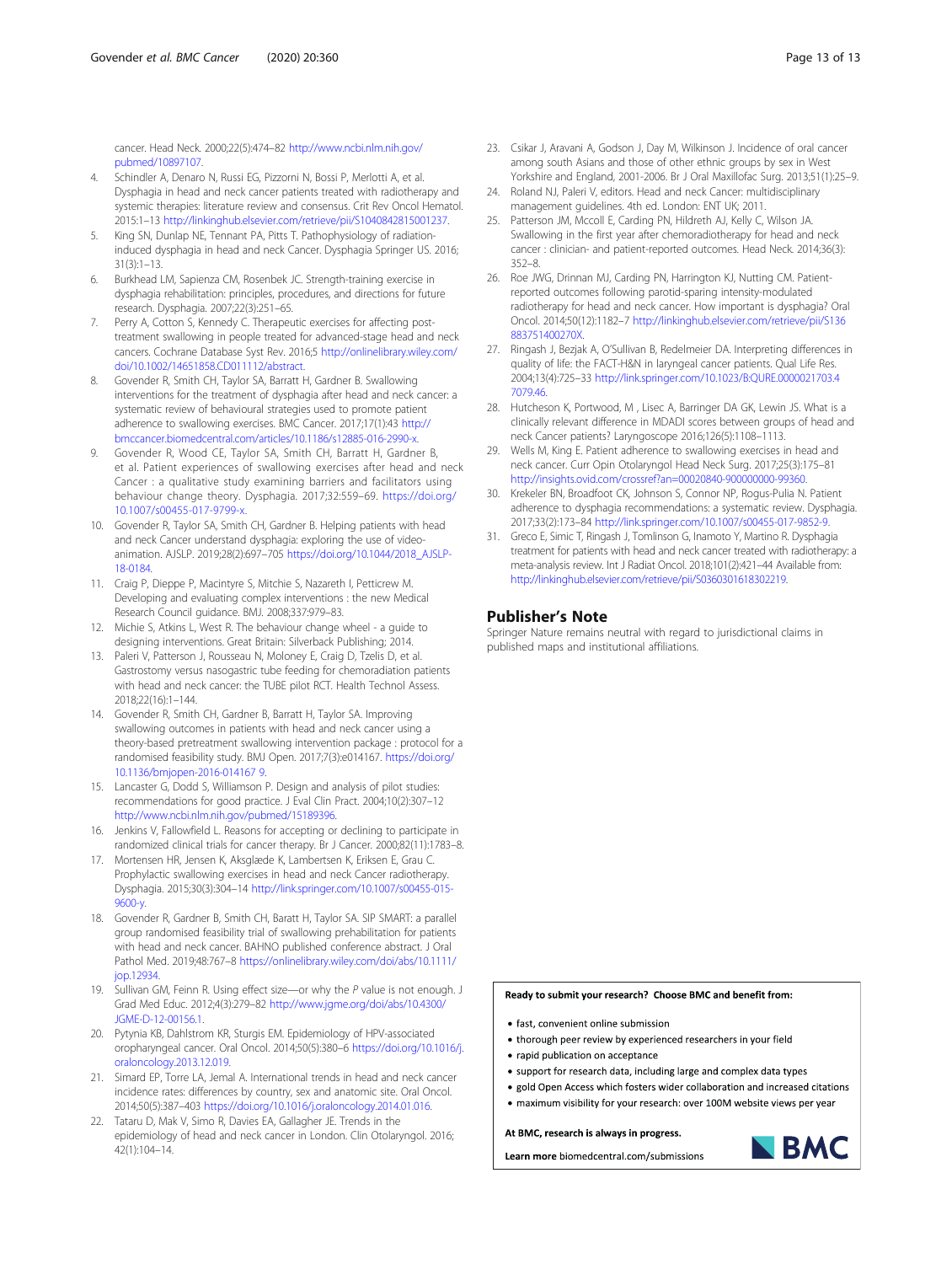cancer. Head Neck. 2000;22(5):474–82 http://www.ncbi.nlm.nih.gov/pubmed/10897107.

4. Schindler A, Denaro N, Russi EG, Pizzorni N, Bossi P, Merlotti A, et al. Dysphagia in head and neck cancer patients treated with radiotherapy and systemic therapies: literature review and consensus. Crit Rev Oncol Hematol. 2015:1–13 http://linkinghub.elsevier.com/retrieve/pii/S1040842815001237.
5. King SN, Dunlap NE, Tennant PA, Pitts T. Pathophysiology of radiation-induced dysphagia in head and neck Cancer. Dysphagia Springer US. 2016; 31(3):1–13.
6. Burkhead LM, Sapienza CM, Rosenbek JC. Strength-training exercise in dysphagia rehabilitation: principles, procedures, and directions for future research. Dysphagia. 2007;22(3):251–65.
7. Perry A, Cotton S, Kennedy C. Therapeutic exercises for affecting post-treatment swallowing in people treated for advanced-stage head and neck cancers. Cochrane Database Syst Rev. 2016;5 http://onlinelibrary.wiley.com/doi/10.1002/14651858.CD011112/abstract.
8. Govender R, Smith CH, Taylor SA, Barratt H, Gardner B. Swallowing interventions for the treatment of dysphagia after head and neck cancer: a systematic review of behavioural strategies used to promote patient adherence to swallowing exercises. BMC Cancer. 2017;17(1):43 http://bmccancer.biomedcentral.com/articles/10.1186/s12885-016-2990-x.
9. Govender R, Wood CE, Taylor SA, Smith CH, Barratt H, Gardner B, et al. Patient experiences of swallowing exercises after head and neck Cancer : a qualitative study examining barriers and facilitators using behaviour change theory. Dysphagia. 2017;32:559–69. https://doi.org/10.1007/s00455-017-9799-x.
10. Govender R, Taylor SA, Smith CH, Gardner B. Helping patients with head and neck Cancer understand dysphagia: exploring the use of video-animation. AJSLP. 2019;28(2):697–705 https://doi.org/10.1044/2018_AJSLP-18-0184.
11. Craig P, Dieppe P, Macintyre S, Mitchie S, Nazareth I, Petticrew M. Developing and evaluating complex interventions : the new Medical Research Council guidance. BMJ. 2008;337:979–83.
12. Michie S, Atkins L, West R. The behaviour change wheel - a guide to designing interventions. Great Britain: Silverback Publishing; 2014.
13. Paleri V, Patterson J, Rousseau N, Moloney E, Craig D, Tzelis D, et al. Gastrostomy versus nasogastric tube feeding for chemoradiation patients with head and neck cancer: the TUBE pilot RCT. Health Technol Assess. 2018;22(16):1–144.
14. Govender R, Smith CH, Gardner B, Barratt H, Taylor SA. Improving swallowing outcomes in patients with head and neck cancer using a theory-based pretreatment swallowing intervention package : protocol for a randomised feasibility study. BMJ Open. 2017;7(3):e014167. https://doi.org/10.1136/bmjopen-2016-014167 9.
15. Lancaster G, Dodd S, Williamson P. Design and analysis of pilot studies: recommendations for good practice. J Eval Clin Pract. 2004;10(2):307–12 http://www.ncbi.nlm.nih.gov/pubmed/15189396.
16. Jenkins V, Fallowfield L. Reasons for accepting or declining to participate in randomized clinical trials for cancer therapy. Br J Cancer. 2000;82(11):1783–8.
17. Mortensen HR, Jensen K, Aksglæde K, Lambertsen K, Eriksen E, Grau C. Prophylactic swallowing exercises in head and neck Cancer radiotherapy. Dysphagia. 2015;30(3):304–14 http://link.springer.com/10.1007/s00455-015-9600-y.
18. Govender R, Gardner B, Smith CH, Baratt H, Taylor SA. SIP SMART: a parallel group randomised feasibility trial of swallowing prehabilitation for patients with head and neck cancer. BAHNO published conference abstract. J Oral Pathol Med. 2019;48:767–8 https://onlinelibrary.wiley.com/doi/abs/10.1111/jop.12934.
19. Sullivan GM, Feinn R. Using effect size—or why the *P* value is not enough. J Grad Med Educ. 2012;4(3):279–82 http://www.jgme.org/doi/abs/10.4300/JGME-D-12-00156.1.
20. Pytynia KB, Dahlstrom KR, Sturgis EM. Epidemiology of HPV-associated oropharyngeal cancer. Oral Oncol. 2014;50(5):380–6 https://doi.org/10.1016/j.oraloncology.2013.12.019.
21. Simard EP, Torre LA, Jemal A. International trends in head and neck cancer incidence rates: differences by country, sex and anatomic site. Oral Oncol. 2014;50(5):387–403 https://doi.org/10.1016/j.oraloncology.2014.01.016.
22. Tataru D, Mak V, Simo R, Davies EA, Gallagher JE. Trends in the epidemiology of head and neck cancer in London. Clin Otolaryngol. 2016; 42(1):104–14.
23. Csikar J, Aravani A, Godson J, Day M, Wilkinson J. Incidence of oral cancer among south Asians and those of other ethnic groups by sex in West Yorkshire and England, 2001-2006. Br J Oral Maxillofac Surg. 2013;51(1):25–9.
24. Roland NJ, Paleri V, editors. Head and neck Cancer: multidisciplinary management guidelines. 4th ed. London: ENT UK; 2011.
25. Patterson JM, Mccoll E, Carding PN, Hildreth AJ, Kelly C, Wilson JA. Swallowing in the first year after chemoradiotherapy for head and neck cancer : clinician- and patient-reported outcomes. Head Neck. 2014;36(3): 352–8.
26. Roe JWG, Drinnan MJ, Carding PN, Harrington KJ, Nutting CM. Patient-reported outcomes following parotid-sparing intensity-modulated radiotherapy for head and neck cancer. How important is dysphagia? Oral Oncol. 2014;50(12):1182–7 http://linkinghub.elsevier.com/retrieve/pii/S136883751400270X.
27. Ringash J, Bezjak A, O'Sullivan B, Redelmeier DA. Interpreting differences in quality of life: the FACT-H&N in laryngeal cancer patients. Qual Life Res. 2004;13(4):725–33 http://link.springer.com/10.1023/B:QURE.0000021703.47079.46.
28. Hutcheson K, Portwood, M , Lisec A, Barringer DA GK, Lewin JS. What is a clinically relevant difference in MDADI scores between groups of head and neck Cancer patients? Laryngoscope 2016;126(5):1108–1113.
29. Wells M, King E. Patient adherence to swallowing exercises in head and neck cancer. Curr Opin Otolaryngol Head Neck Surg. 2017;25(3):175–81 http://insights.ovid.com/crossref?an=00020840-900000000-99360.
30. Krekeler BN, Broadfoot CK, Johnson S, Connor NP, Rogus-Pulia N. Patient adherence to dysphagia recommendations: a systematic review. Dysphagia. 2017;33(2):173–84 http://link.springer.com/10.1007/s00455-017-9852-9.
31. Greco E, Simic T, Ringash J, Tomlinson G, Inamoto Y, Martino R. Dysphagia treatment for patients with head and neck cancer treated with radiotherapy: a meta-analysis review. Int J Radiat Oncol. 2018;101(2):421–44 Available from: http://linkinghub.elsevier.com/retrieve/pii/S0360301618302219.

## Publisher's Note

Springer Nature remains neutral with regard to jurisdictional claims in published maps and institutional affiliations.

**Ready to submit your research? Choose BMC and benefit from:**

- fast, convenient online submission
- thorough peer review by experienced researchers in your field
- rapid publication on acceptance
- support for research data, including large and complex data types
- gold Open Access which fosters wider collaboration and increased citations
- maximum visibility for your research: over 100M website views per year

**At BMC, research is always in progress.**

**Learn more** biomedcentral.com/submissions

BMC